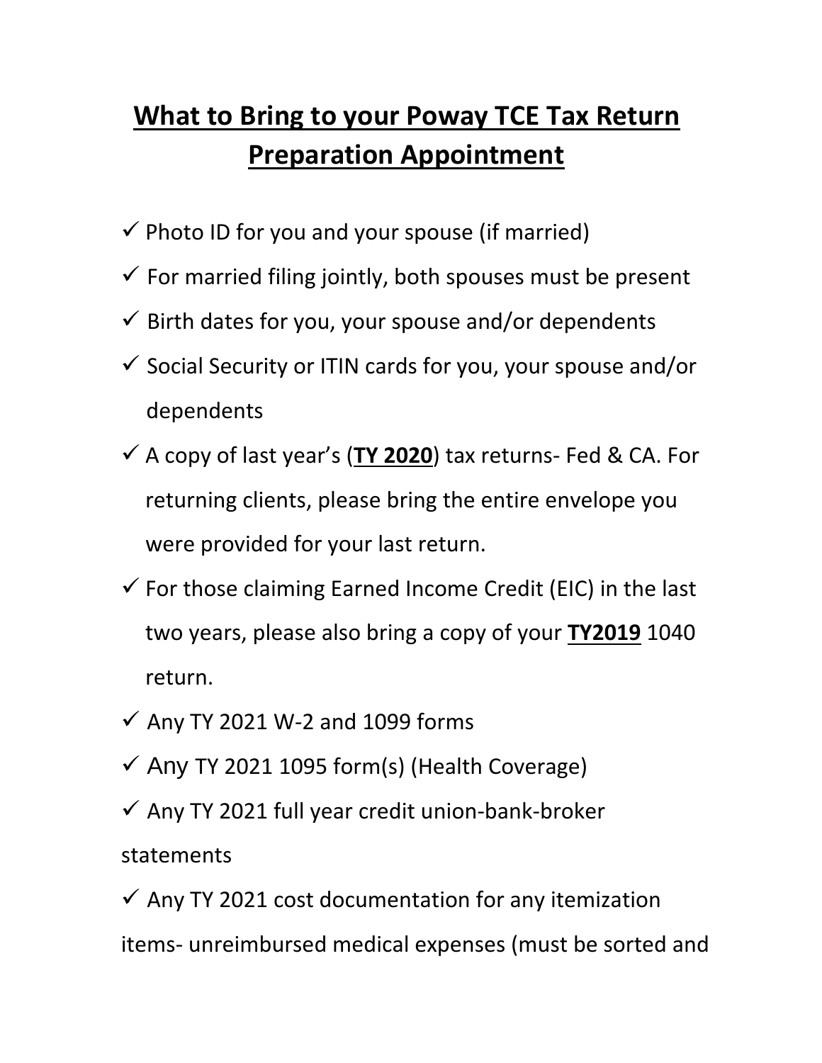# What to Bring to your Poway TCE Tax Return Preparation Appointment

- ✓ Photo ID for you and your spouse (if married)
- ✓ For married filing jointly, both spouses must be present
- ✓ Birth dates for you, your spouse and/or dependents
- ✓ Social Security or ITIN cards for you, your spouse and/or dependents
- ✓ A copy of last year's (**TY 2020**) tax returns- Fed & CA. For returning clients, please bring the entire envelope you were provided for your last return.
- ✓ For those claiming Earned Income Credit (EIC) in the last two years, please also bring a copy of your **TY2019** 1040 return.
- ✓ Any TY 2021 W-2 and 1099 forms
- ✓ Any TY 2021 1095 form(s) (Health Coverage)
- ✓ Any TY 2021 full year credit union-bank-broker statements
- ✓ Any TY 2021 cost documentation for any itemization items- unreimbursed medical expenses (must be sorted and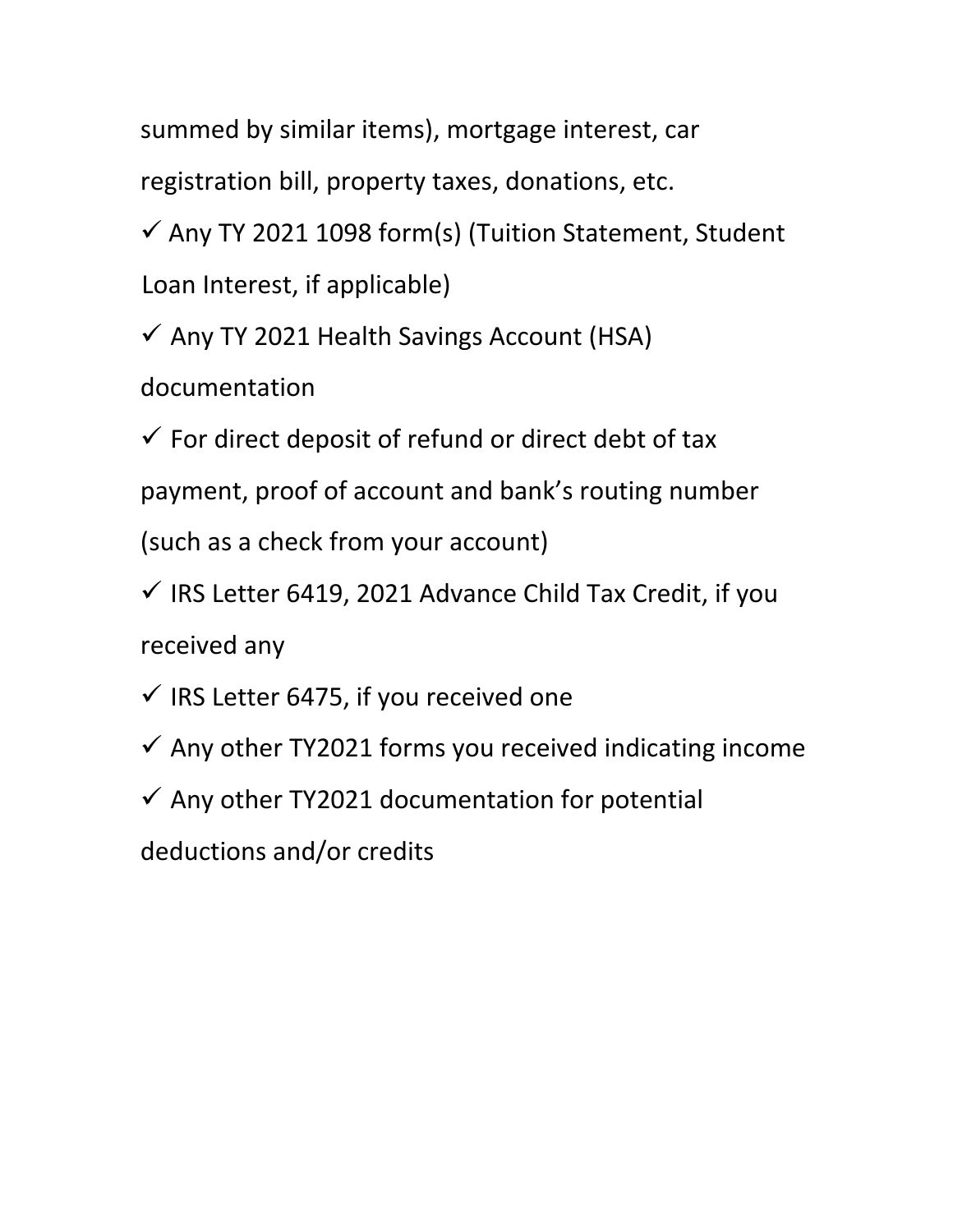summed by similar items), mortgage interest, car registration bill, property taxes, donations, etc.

- ✓ Any TY 2021 1098 form(s) (Tuition Statement, Student Loan Interest, if applicable)
- ✓ Any TY 2021 Health Savings Account (HSA) documentation
- ✓ For direct deposit of refund or direct debt of tax payment, proof of account and bank's routing number (such as a check from your account)
- ✓ IRS Letter 6419, 2021 Advance Child Tax Credit, if you received any
- ✓ IRS Letter 6475, if you received one
- ✓ Any other TY2021 forms you received indicating income
- ✓ Any other TY2021 documentation for potential deductions and/or credits